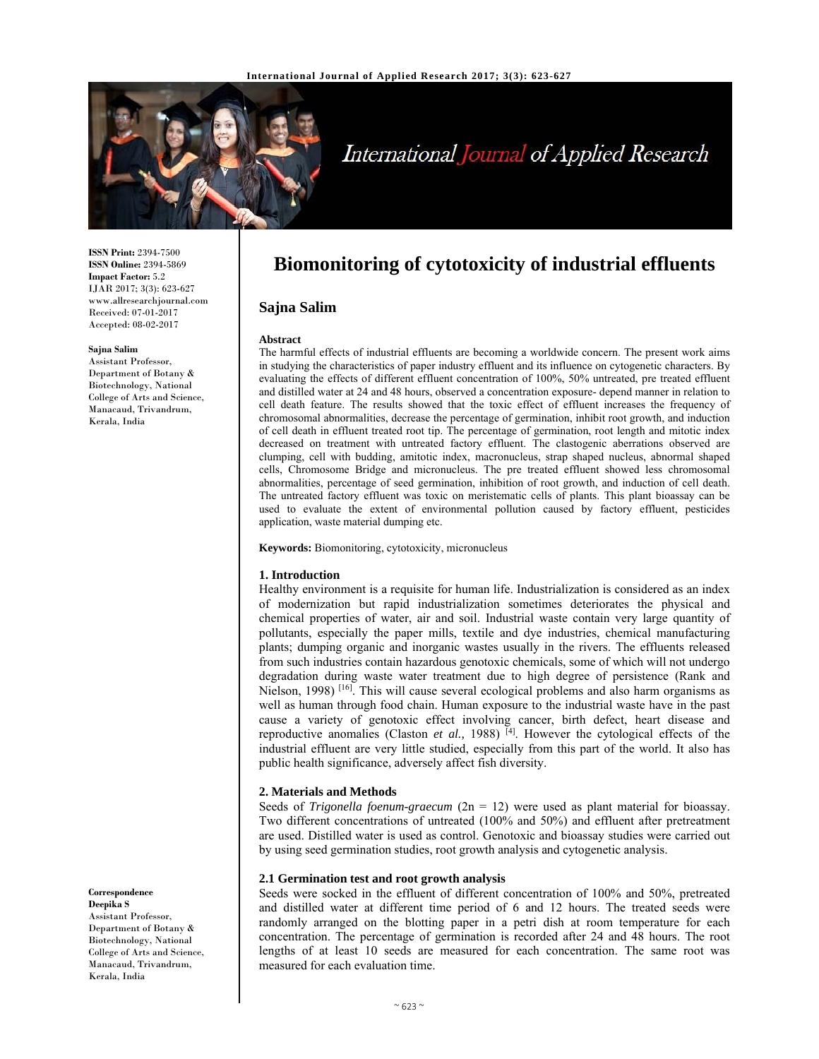ISSN Print: 2394-7500
ISSN Online: 2394-5869
Impact Factor: 5.2
IJAR 2017; 3(3): 623-627
www.allresearchjournal.com
Received: 07-01-2017
Accepted: 08-02-2017

**Sajna Salim**
Assistant Professor, Department of Botany & Biotechnology, National College of Arts and Science, Manacaud, Trivandrum, Kerala, India

**Correspondence**
**Deepika S**
Assistant Professor, Department of Botany & Biotechnology, National College of Arts and Science, Manacaud, Trivandrum, Kerala, India

# Biomonitoring of cytotoxicity of industrial effluents

## Sajna Salim

### Abstract

The harmful effects of industrial effluents are becoming a worldwide concern. The present work aims in studying the characteristics of paper industry effluent and its influence on cytogenetic characters. By evaluating the effects of different effluent concentration of 100%, 50% untreated, pre treated effluent and distilled water at 24 and 48 hours, observed a concentration exposure- depend manner in relation to cell death feature. The results showed that the toxic effect of effluent increases the frequency of chromosomal abnormalities, decrease the percentage of germination, inhibit root growth, and induction of cell death in effluent treated root tip. The percentage of germination, root length and mitotic index decreased on treatment with untreated factory effluent. The clastogenic aberrations observed are clumping, cell with budding, amitotic index, macronucleus, strap shaped nucleus, abnormal shaped cells, Chromosome Bridge and micronucleus. The pre treated effluent showed less chromosomal abnormalities, percentage of seed germination, inhibition of root growth, and induction of cell death. The untreated factory effluent was toxic on meristematic cells of plants. This plant bioassay can be used to evaluate the extent of environmental pollution caused by factory effluent, pesticides application, waste material dumping etc.

**Keywords:** Biomonitoring, cytotoxicity, micronucleus

## 1. Introduction

Healthy environment is a requisite for human life. Industrialization is considered as an index of modernization but rapid industrialization sometimes deteriorates the physical and chemical properties of water, air and soil. Industrial waste contain very large quantity of pollutants, especially the paper mills, textile and dye industries, chemical manufacturing plants; dumping organic and inorganic wastes usually in the rivers. The effluents released from such industries contain hazardous genotoxic chemicals, some of which will not undergo degradation during waste water treatment due to high degree of persistence (Rank and Nielson, 1998) [16]. This will cause several ecological problems and also harm organisms as well as human through food chain. Human exposure to the industrial waste have in the past cause a variety of genotoxic effect involving cancer, birth defect, heart disease and reproductive anomalies (Claston *et al.,* 1988) [4]. However the cytological effects of the industrial effluent are very little studied, especially from this part of the world. It also has public health significance, adversely affect fish diversity.

## 2. Materials and Methods

Seeds of *Trigonella foenum-graecum* (2n = 12) were used as plant material for bioassay. Two different concentrations of untreated (100% and 50%) and effluent after pretreatment are used. Distilled water is used as control. Genotoxic and bioassay studies were carried out by using seed germination studies, root growth analysis and cytogenetic analysis.

### 2.1 Germination test and root growth analysis

Seeds were socked in the effluent of different concentration of 100% and 50%, pretreated and distilled water at different time period of 6 and 12 hours. The treated seeds were randomly arranged on the blotting paper in a petri dish at room temperature for each concentration. The percentage of germination is recorded after 24 and 48 hours. The root lengths of at least 10 seeds are measured for each concentration. The same root was measured for each evaluation time.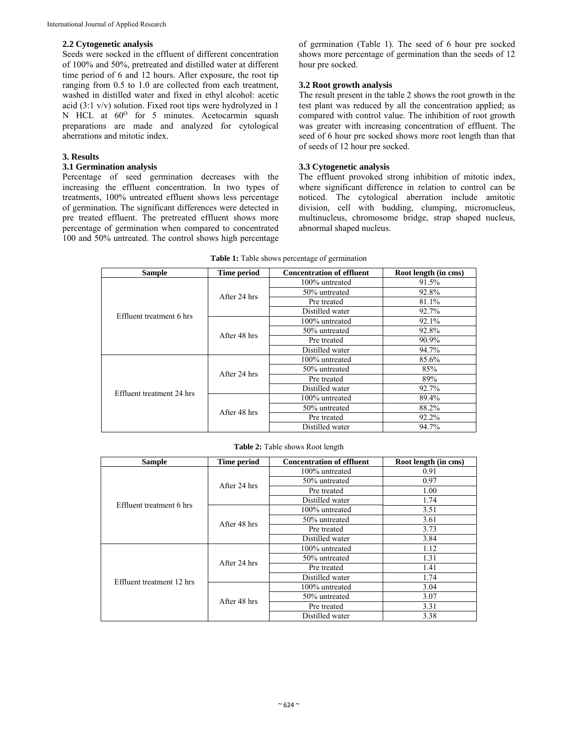### 2.2 Cytogenetic analysis

Seeds were socked in the effluent of different concentration of 100% and 50%, pretreated and distilled water at different time period of 6 and 12 hours. After exposure, the root tip ranging from 0.5 to 1.0 are collected from each treatment, washed in distilled water and fixed in ethyl alcohol: acetic acid (3:1 v/v) solution. Fixed root tips were hydrolyzed in 1 N HCL at $60^O$ for 5 minutes. Acetocarmin squash preparations are made and analyzed for cytological aberrations and mitotic index.

## 3. Results

### 3.1 Germination analysis

Percentage of seed germination decreases with the increasing the effluent concentration. In two types of treatments, 100% untreated effluent shows less percentage of germination. The significant differences were detected in pre treated effluent. The pretreated effluent shows more percentage of germination when compared to concentrated 100 and 50% untreated. The control shows high percentage of germination (Table 1). The seed of 6 hour pre socked shows more percentage of germination than the seeds of 12 hour pre socked.

### 3.2 Root growth analysis

The result present in the table 2 shows the root growth in the test plant was reduced by all the concentration applied; as compared with control value. The inhibition of root growth was greater with increasing concentration of effluent. The seed of 6 hour pre socked shows more root length than that of seeds of 12 hour pre socked.

### 3.3 Cytogenetic analysis

The effluent provoked strong inhibition of mitotic index, where significant difference in relation to control can be noticed. The cytological aberration include amitotic division, cell with budding, clumping, micronucleus, multinucleus, chromosome bridge, strap shaped nucleus, abnormal shaped nucleus.

**Table 1:** Table shows percentage of germination

| Sample | Time period | Concentration of effluent | Root length (in cms) |
|---|---|---|---|
| Effluent treatment 6 hrs | After 24 hrs | 100% untreated | 91.5% |
| | | 50% untreated | 92.8% |
| | | Pre treated | 81.1% |
| | | Distilled water | 92.7% |
| | After 48 hrs | 100% untreated | 92.1% |
| | | 50% untreated | 92.8% |
| | | Pre treated | 90.9% |
| | | Distilled water | 94.7% |
| Effluent treatment 24 hrs | After 24 hrs | 100% untreated | 85.6% |
| | | 50% untreated | 85% |
| | | Pre treated | 89% |
| | | Distilled water | 92.7% |
| | After 48 hrs | 100% untreated | 89.4% |
| | | 50% untreated | 88.2% |
| | | Pre treated | 92.2% |
| | | Distilled water | 94.7% |

**Table 2:** Table shows Root length

| Sample | Time period | Concentration of effluent | Root length (in cms) |
|---|---|---|---|
| Effluent treatment 6 hrs | After 24 hrs | 100% untreated | 0.91 |
| | | 50% untreated | 0.97 |
| | | Pre treated | 1.00 |
| | | Distilled water | 1.74 |
| | After 48 hrs | 100% untreated | 3.51 |
| | | 50% untreated | 3.61 |
| | | Pre treated | 3.73 |
| | | Distilled water | 3.84 |
| Effluent treatment 12 hrs | After 24 hrs | 100% untreated | 1.12 |
| | | 50% untreated | 1.31 |
| | | Pre treated | 1.41 |
| | | Distilled water | 1.74 |
| | After 48 hrs | 100% untreated | 3.04 |
| | | 50% untreated | 3.07 |
| | | Pre treated | 3.31 |
| | | Distilled water | 3.38 |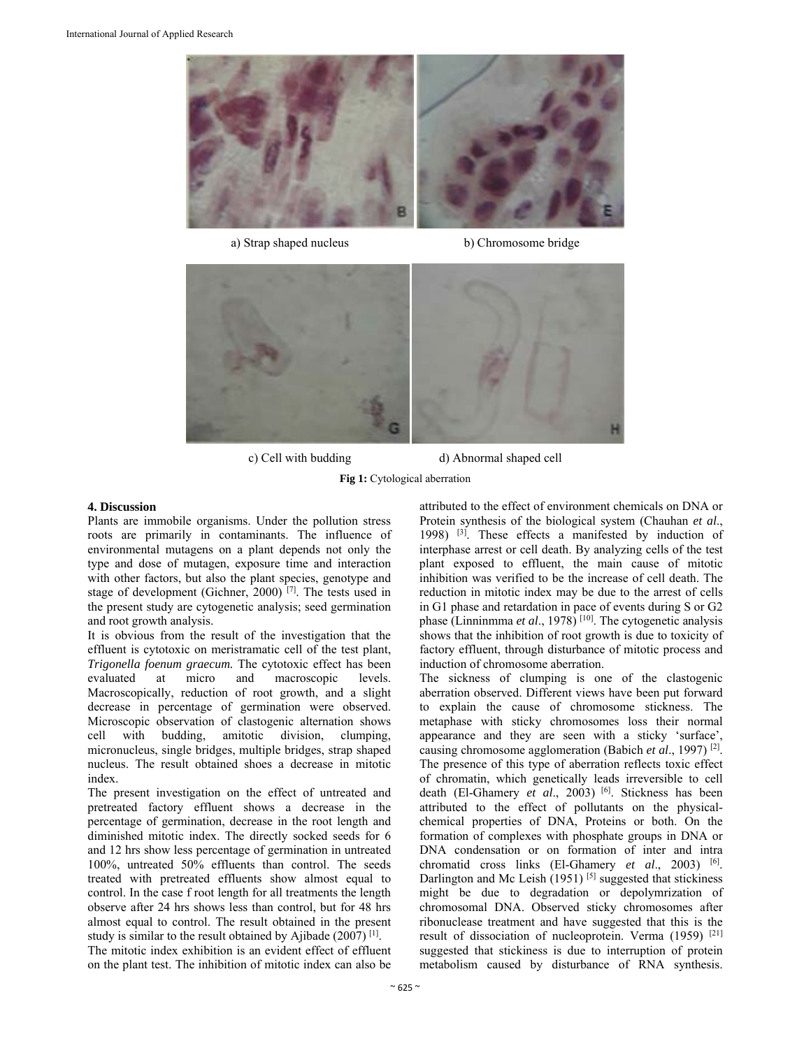a) Strap shaped nucleus

b) Chromosome bridge

c) Cell with budding

d) Abnormal shaped cell

**Fig 1:** Cytological aberration

## 4. Discussion

Plants are immobile organisms. Under the pollution stress roots are primarily in contaminants. The influence of environmental mutagens on a plant depends not only the type and dose of mutagen, exposure time and interaction with other factors, but also the plant species, genotype and stage of development (Gichner, 2000) [7]. The tests used in the present study are cytogenetic analysis; seed germination and root growth analysis.

It is obvious from the result of the investigation that the effluent is cytotoxic on meristramatic cell of the test plant, *Trigonella foenum graecum.* The cytotoxic effect has been evaluated at micro and macroscopic levels. Macroscopically, reduction of root growth, and a slight decrease in percentage of germination were observed. Microscopic observation of clastogenic alternation shows cell with budding, amitotic division, clumping, micronucleus, single bridges, multiple bridges, strap shaped nucleus. The result obtained shoes a decrease in mitotic index.

The present investigation on the effect of untreated and pretreated factory effluent shows a decrease in the percentage of germination, decrease in the root length and diminished mitotic index. The directly socked seeds for 6 and 12 hrs show less percentage of germination in untreated 100%, untreated 50% effluents than control. The seeds treated with pretreated effluents show almost equal to control. In the case f root length for all treatments the length observe after 24 hrs shows less than control, but for 48 hrs almost equal to control. The result obtained in the present study is similar to the result obtained by Ajibade (2007) [1].

The mitotic index exhibition is an evident effect of effluent on the plant test. The inhibition of mitotic index can also be attributed to the effect of environment chemicals on DNA or Protein synthesis of the biological system (Chauhan *et al*., 1998) [3]. These effects a manifested by induction of interphase arrest or cell death. By analyzing cells of the test plant exposed to effluent, the main cause of mitotic inhibition was verified to be the increase of cell death. The reduction in mitotic index may be due to the arrest of cells in G1 phase and retardation in pace of events during S or G2 phase (Linninmma *et al*., 1978) [10]. The cytogenetic analysis shows that the inhibition of root growth is due to toxicity of factory effluent, through disturbance of mitotic process and induction of chromosome aberration.

The sickness of clumping is one of the clastogenic aberration observed. Different views have been put forward to explain the cause of chromosome stickness. The metaphase with sticky chromosomes loss their normal appearance and they are seen with a sticky 'surface', causing chromosome agglomeration (Babich *et al*., 1997) [2]. The presence of this type of aberration reflects toxic effect of chromatin, which genetically leads irreversible to cell death (El-Ghamery *et al*., 2003) [6]. Stickness has been attributed to the effect of pollutants on the physical-chemical properties of DNA, Proteins or both. On the formation of complexes with phosphate groups in DNA or DNA condensation or on formation of inter and intra chromatid cross links (El-Ghamery *et al*., 2003) [6]. Darlington and Mc Leish (1951) [5] suggested that stickiness might be due to degradation or depolymrization of chromosomal DNA. Observed sticky chromosomes after ribonuclease treatment and have suggested that this is the result of dissociation of nucleoprotein. Verma (1959) [21] suggested that stickiness is due to interruption of protein metabolism caused by disturbance of RNA synthesis.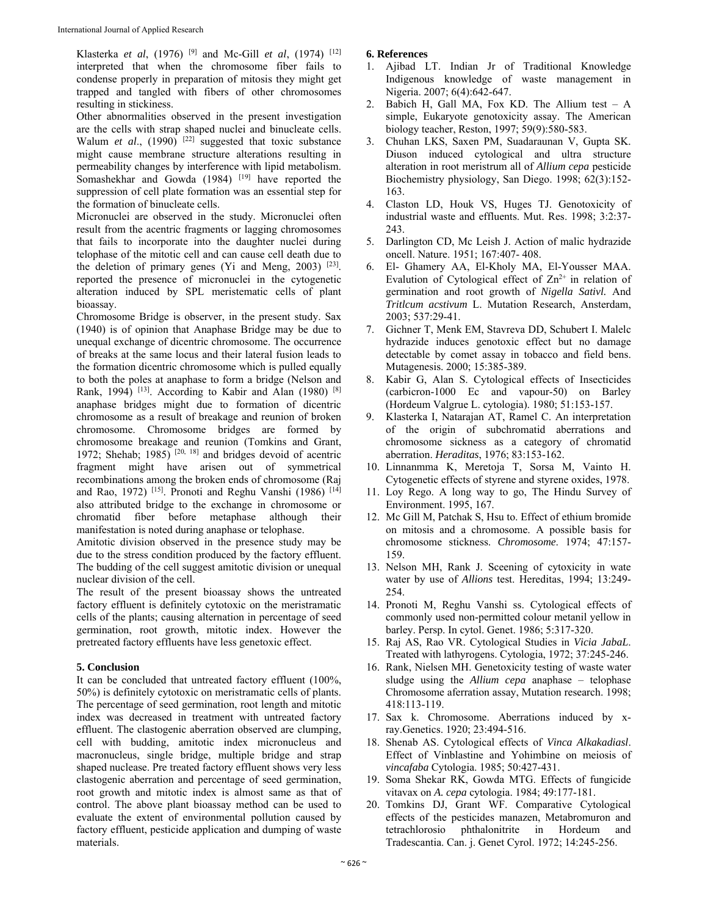Klasterka *et al*, (1976) [9] and Mc-Gill *et al*, (1974) [12] interpreted that when the chromosome fiber fails to condense properly in preparation of mitosis they might get trapped and tangled with fibers of other chromosomes resulting in stickiness.

Other abnormalities observed in the present investigation are the cells with strap shaped nuclei and binucleate cells. Walum *et al*., (1990) [22] suggested that toxic substance might cause membrane structure alterations resulting in permeability changes by interference with lipid metabolism. Somashekhar and Gowda (1984) [19] have reported the suppression of cell plate formation was an essential step for the formation of binucleate cells.

Micronuclei are observed in the study. Micronuclei often result from the acentric fragments or lagging chromosomes that fails to incorporate into the daughter nuclei during telophase of the mitotic cell and can cause cell death due to the deletion of primary genes (Yi and Meng, 2003) [23]. reported the presence of micronuclei in the cytogenetic alteration induced by SPL meristematic cells of plant bioassay.

Chromosome Bridge is observer, in the present study. Sax (1940) is of opinion that Anaphase Bridge may be due to unequal exchange of dicentric chromosome. The occurrence of breaks at the same locus and their lateral fusion leads to the formation dicentric chromosome which is pulled equally to both the poles at anaphase to form a bridge (Nelson and Rank, 1994) [13]. According to Kabir and Alan (1980) [8] anaphase bridges might due to formation of dicentric chromosome as a result of breakage and reunion of broken chromosome. Chromosome bridges are formed by chromosome breakage and reunion (Tomkins and Grant, 1972; Shehab; 1985) [20, 18] and bridges devoid of acentric fragment might have arisen out of symmetrical recombinations among the broken ends of chromosome (Raj and Rao, 1972) [15]. Pronoti and Reghu Vanshi (1986) [14] also attributed bridge to the exchange in chromosome or chromatid fiber before metaphase although their manifestation is noted during anaphase or telophase.

Amitotic division observed in the presence study may be due to the stress condition produced by the factory effluent. The budding of the cell suggest amitotic division or unequal nuclear division of the cell.

The result of the present bioassay shows the untreated factory effluent is definitely cytotoxic on the meristramatic cells of the plants; causing alternation in percentage of seed germination, root growth, mitotic index. However the pretreated factory effluents have less genetoxic effect.

## 5. Conclusion

It can be concluded that untreated factory effluent (100%, 50%) is definitely cytotoxic on meristramatic cells of plants. The percentage of seed germination, root length and mitotic index was decreased in treatment with untreated factory effluent. The clastogenic aberration observed are clumping, cell with budding, amitotic index micronucleus and macronucleus, single bridge, multiple bridge and strap shaped nuclease. Pre treated factory effluent shows very less clastogenic aberration and percentage of seed germination, root growth and mitotic index is almost same as that of control. The above plant bioassay method can be used to evaluate the extent of environmental pollution caused by factory effluent, pesticide application and dumping of waste materials.

## 6. References

1. Ajibad LT. Indian Jr of Traditional Knowledge Indigenous knowledge of waste management in Nigeria. 2007; 6(4):642-647.
2. Babich H, Gall MA, Fox KD. The Allium test – A simple, Eukaryote genotoxicity assay. The American biology teacher, Reston, 1997; 59(9):580-583.
3. Chuhan LKS, Saxen PM, Suadaraunan V, Gupta SK. Diuson induced cytological and ultra structure alteration in root meristrum all of *Allium cepa* pesticide Biochemistry physiology, San Diego. 1998; 62(3):152-163.
4. Claston LD, Houk VS, Huges TJ. Genotoxicity of industrial waste and effluents. Mut. Res. 1998; 3:2:37-243.
5. Darlington CD, Mc Leish J. Action of malic hydrazide oncell. Nature. 1951; 167:407- 408.
6. El- Ghamery AA, El-Kholy MA, El-Yousser MAA. Evalution of Cytological effect of $Zn^{2+}$ in relation of germination and root growth of *Nigella Sativl.* And *Tritlcum acstivum* L. Mutation Research, Ansterdam, 2003; 537:29-41.
7. Gichner T, Menk EM, Stavreva DD, Schubert I. Malelc hydrazide induces genotoxic effect but no damage detectable by comet assay in tobacco and field bens. Mutagenesis. 2000; 15:385-389.
8. Kabir G, Alan S. Cytological effects of Insecticides (carbicron-1000 Ec and vapour-50) on Barley (Hordeum Valgrue L. cytologia). 1980; 51:153-157.
9. Klasterka I, Natarajan AT, Ramel C. An interpretation of the origin of subchromatid aberrations and chromosome sickness as a category of chromatid aberration. *Heraditas*, 1976; 83:153-162.
10. Linnanmma K, Meretoja T, Sorsa M, Vainto H. Cytogenetic effects of styrene and styrene oxides, 1978.
11. Loy Rego. A long way to go, The Hindu Survey of Environment. 1995, 167.
12. Mc Gill M, Patchak S, Hsu to. Effect of ethium bromide on mitosis and a chromosome. A possible basis for chromosome stickness. *Chromosome*. 1974; 47:157-159.
13. Nelson MH, Rank J. Sceening of cytoxicity in wate water by use of *Allions* test. Hereditas, 1994; 13:249-254.
14. Pronoti M, Reghu Vanshi ss. Cytological effects of commonly used non-permitted colour metanil yellow in barley. Persp. In cytol. Genet. 1986; 5:317-320.
15. Raj AS, Rao VR. Cytological Studies in *Vicia JabaL*. Treated with lathyrogens. Cytologia, 1972; 37:245-246.
16. Rank, Nielsen MH. Genetoxicity testing of waste water sludge using the *Allium cepa* anaphase – telophase Chromosome aferration assay, Mutation research. 1998; 418:113-119.
17. Sax k. Chromosome. Aberrations induced by x-ray.Genetics. 1920; 23:494-516.
18. Shenab AS. Cytological effects of *Vinca Alkakadiasl*. Effect of Vinblastine and Yohimbine on meiosis of *vincafaba* Cytologia. 1985; 50:427-431.
19. Soma Shekar RK, Gowda MTG. Effects of fungicide vitavax on *A. cepa* cytologia. 1984; 49:177-181.
20. Tomkins DJ, Grant WF. Comparative Cytological effects of the pesticides manazen, Metabromuron and tetrachlorosio phthalonitrite in Hordeum and Tradescantia. Can. j. Genet Cyrol. 1972; 14:245-256.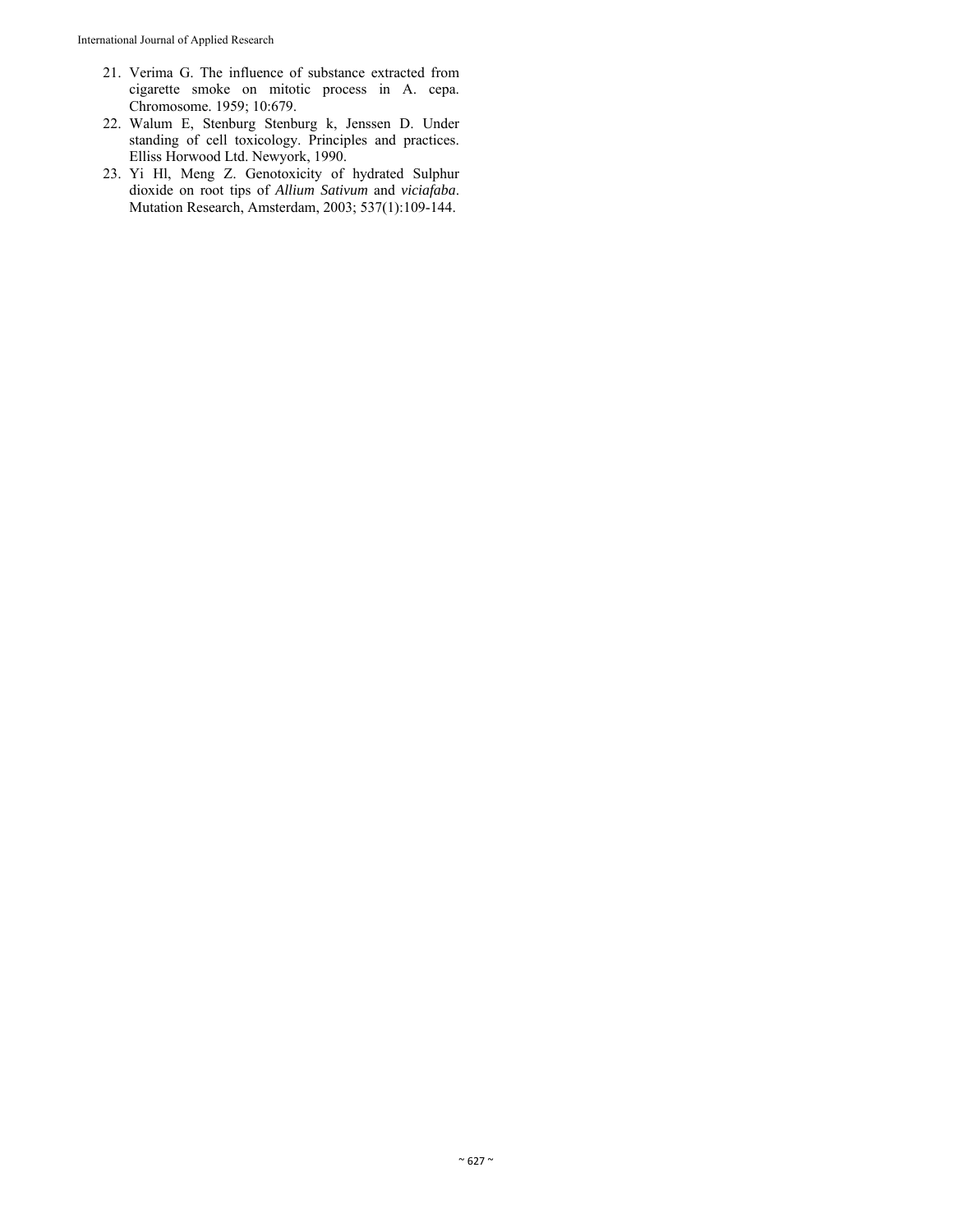21. Verima G. The influence of substance extracted from cigarette smoke on mitotic process in A. cepa. Chromosome. 1959; 10:679.
22. Walum E, Stenburg Stenburg k, Jenssen D. Under standing of cell toxicology. Principles and practices. Elliss Horwood Ltd. Newyork, 1990.
23. Yi Hl, Meng Z. Genotoxicity of hydrated Sulphur dioxide on root tips of *Allium Sativum* and *viciafaba*. Mutation Research, Amsterdam, 2003; 537(1):109-144.